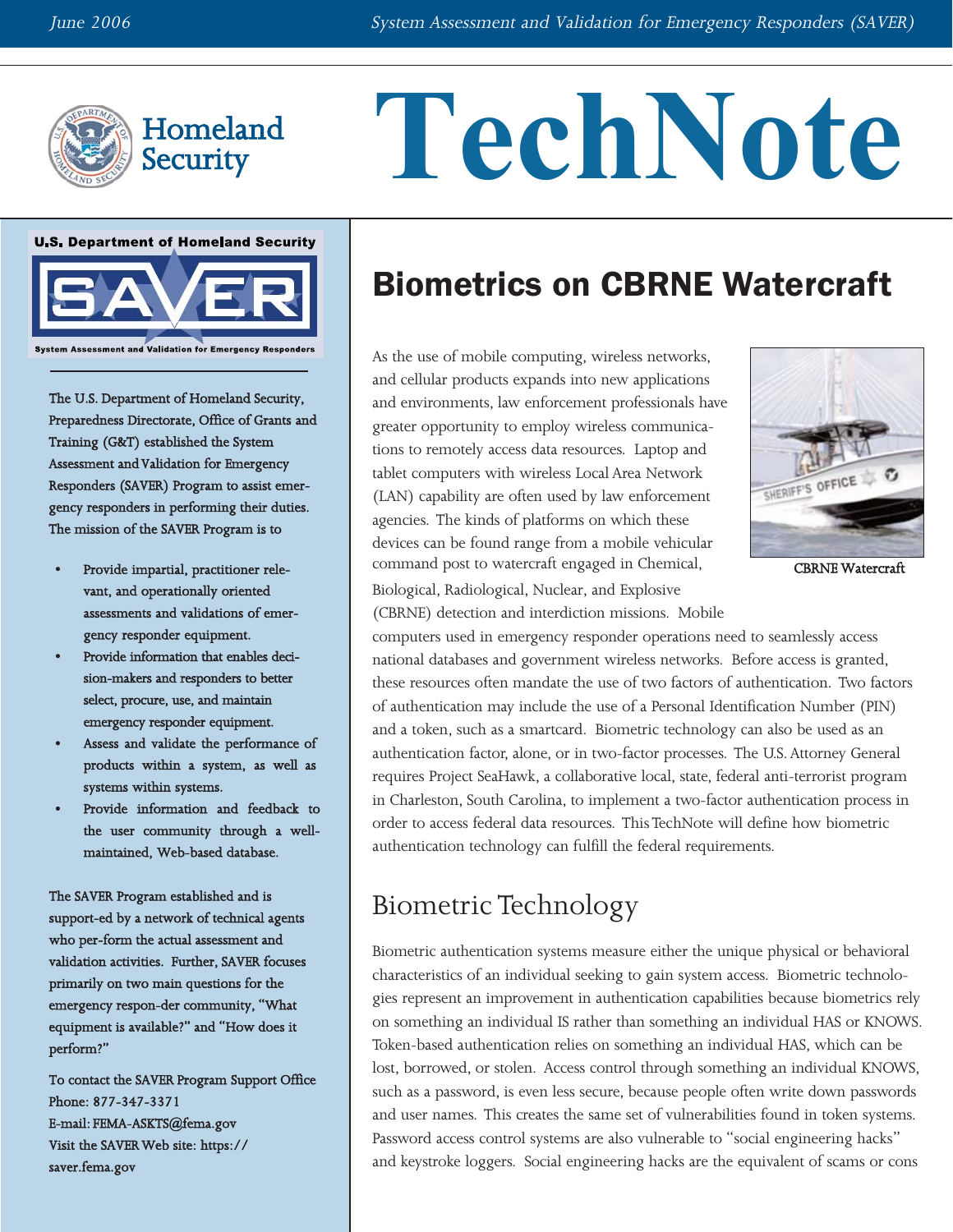# TechNote

Homeland Security

U.S. Department of Homeland Security

SAVER

System Assessment and Validation for Emergency Responders

The U.S. Department of Homeland Security, Preparedness Directorate, Office of Grants and Training (G&T) established the System Assessment and Validation for Emergency Responders (SAVER) Program to assist emergency responders in performing their duties. The mission of the SAVER Program is to

- Provide impartial, practitioner relevant, and operationally oriented assessments and validations of emergency responder equipment.
- Provide information that enables decision-makers and responders to better select, procure, use, and maintain emergency responder equipment.
- Assess and validate the performance of products within a system, as well as systems within systems.
- Provide information and feedback to the user community through a well-maintained, Web-based database.

The SAVER Program established and is support-ed by a network of technical agents who per-form the actual assessment and validation activities. Further, SAVER focuses primarily on two main questions for the emergency respon-der community, "What equipment is available?" and "How does it perform?"

To contact the SAVER Program Support Office
Phone: 877-347-3371
E-mail: FEMA-ASKTS@fema.gov
Visit the SAVER Web site: https://saver.fema.gov

## Biometrics on CBRNE Watercraft

As the use of mobile computing, wireless networks, and cellular products expands into new applications and environments, law enforcement professionals have greater opportunity to employ wireless communications to remotely access data resources. Laptop and tablet computers with wireless Local Area Network (LAN) capability are often used by law enforcement agencies. The kinds of platforms on which these devices can be found range from a mobile vehicular command post to watercraft engaged in Chemical, Biological, Radiological, Nuclear, and Explosive (CBRNE) detection and interdiction missions. Mobile computers used in emergency responder operations need to seamlessly access national databases and government wireless networks. Before access is granted, these resources often mandate the use of two factors of authentication. Two factors of authentication may include the use of a Personal Identification Number (PIN) and a token, such as a smartcard. Biometric technology can also be used as an authentication factor, alone, or in two-factor processes. The U.S. Attorney General requires Project SeaHawk, a collaborative local, state, federal anti-terrorist program in Charleston, South Carolina, to implement a two-factor authentication process in order to access federal data resources. This TechNote will define how biometric authentication technology can fulfill the federal requirements.

CBRNE Watercraft

## Biometric Technology

Biometric authentication systems measure either the unique physical or behavioral characteristics of an individual seeking to gain system access. Biometric technologies represent an improvement in authentication capabilities because biometrics rely on something an individual IS rather than something an individual HAS or KNOWS. Token-based authentication relies on something an individual HAS, which can be lost, borrowed, or stolen. Access control through something an individual KNOWS, such as a password, is even less secure, because people often write down passwords and user names. This creates the same set of vulnerabilities found in token systems. Password access control systems are also vulnerable to "social engineering hacks" and keystroke loggers. Social engineering hacks are the equivalent of scams or cons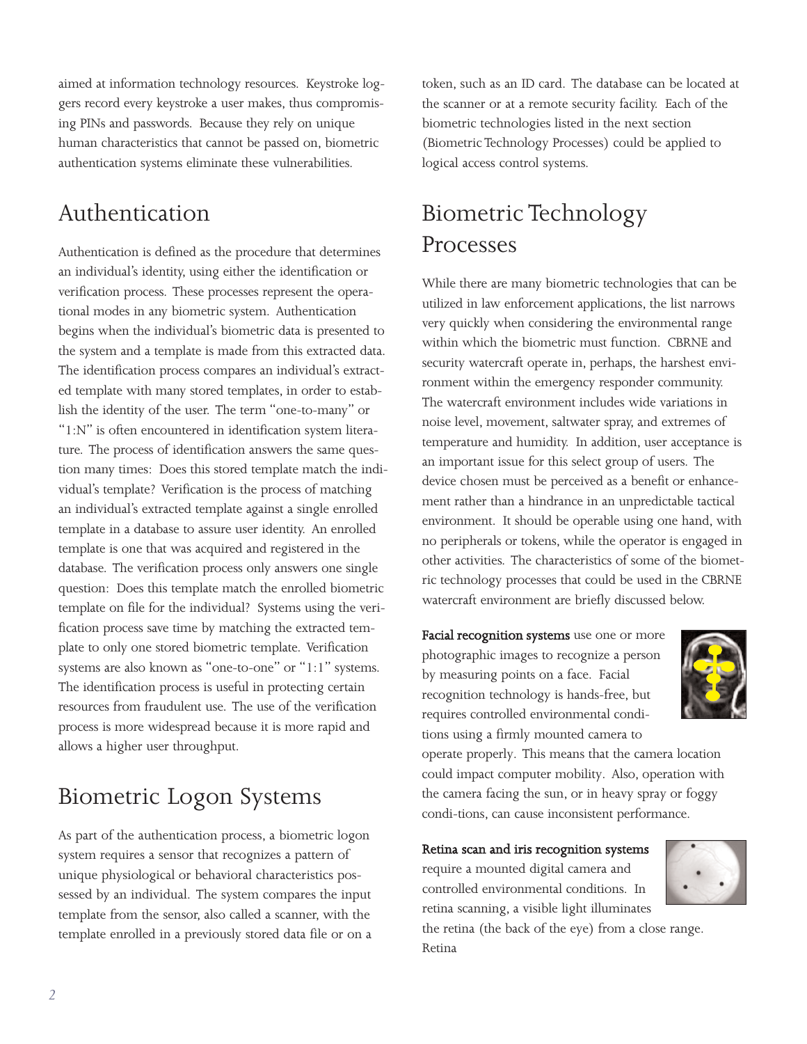aimed at information technology resources. Keystroke loggers record every keystroke a user makes, thus compromising PINs and passwords. Because they rely on unique human characteristics that cannot be passed on, biometric authentication systems eliminate these vulnerabilities.

## Authentication

Authentication is defined as the procedure that determines an individual's identity, using either the identification or verification process. These processes represent the operational modes in any biometric system. Authentication begins when the individual's biometric data is presented to the system and a template is made from this extracted data. The identification process compares an individual's extracted template with many stored templates, in order to establish the identity of the user. The term "one-to-many" or "1:N" is often encountered in identification system literature. The process of identification answers the same question many times: Does this stored template match the individual's template? Verification is the process of matching an individual's extracted template against a single enrolled template in a database to assure user identity. An enrolled template is one that was acquired and registered in the database. The verification process only answers one single question: Does this template match the enrolled biometric template on file for the individual? Systems using the verification process save time by matching the extracted template to only one stored biometric template. Verification systems are also known as "one-to-one" or "1:1" systems. The identification process is useful in protecting certain resources from fraudulent use. The use of the verification process is more widespread because it is more rapid and allows a higher user throughput.

## Biometric Logon Systems

As part of the authentication process, a biometric logon system requires a sensor that recognizes a pattern of unique physiological or behavioral characteristics possessed by an individual. The system compares the input template from the sensor, also called a scanner, with the template enrolled in a previously stored data file or on a token, such as an ID card. The database can be located at the scanner or at a remote security facility. Each of the biometric technologies listed in the next section (Biometric Technology Processes) could be applied to logical access control systems.

## Biometric Technology Processes

While there are many biometric technologies that can be utilized in law enforcement applications, the list narrows very quickly when considering the environmental range within which the biometric must function. CBRNE and security watercraft operate in, perhaps, the harshest environment within the emergency responder community. The watercraft environment includes wide variations in noise level, movement, saltwater spray, and extremes of temperature and humidity. In addition, user acceptance is an important issue for this select group of users. The device chosen must be perceived as a benefit or enhancement rather than a hindrance in an unpredictable tactical environment. It should be operable using one hand, with no peripherals or tokens, while the operator is engaged in other activities. The characteristics of some of the biometric technology processes that could be used in the CBRNE watercraft environment are briefly discussed below.

**Facial recognition systems** use one or more photographic images to recognize a person by measuring points on a face. Facial recognition technology is hands-free, but requires controlled environmental conditions using a firmly mounted camera to operate properly. This means that the camera location could impact computer mobility. Also, operation with the camera facing the sun, or in heavy spray or foggy condi-tions, can cause inconsistent performance.

**Retina scan and iris recognition systems** require a mounted digital camera and controlled environmental conditions. In retina scanning, a visible light illuminates the retina (the back of the eye) from a close range. Retina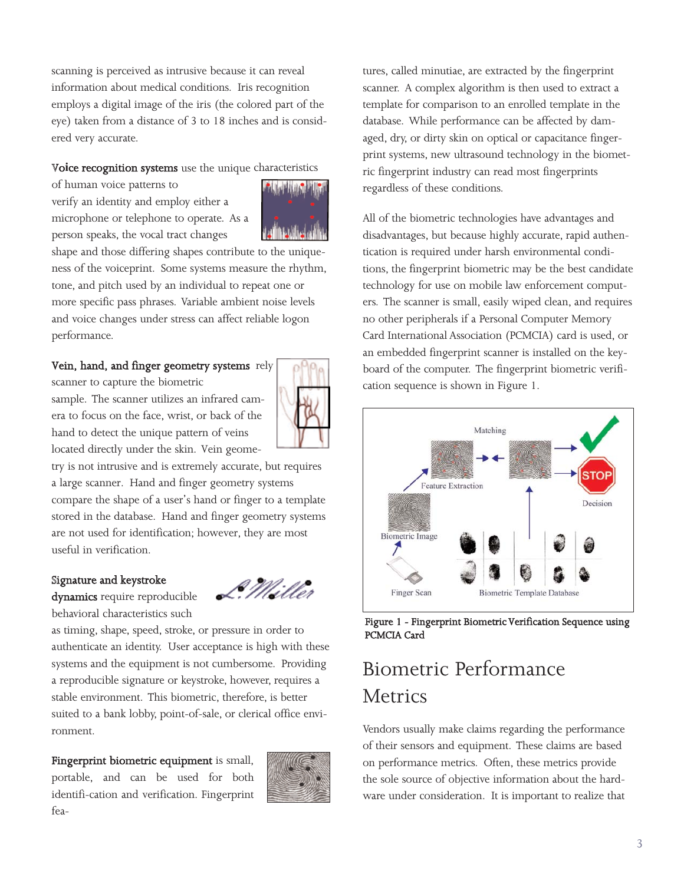scanning is perceived as intrusive because it can reveal information about medical conditions. Iris recognition employs a digital image of the iris (the colored part of the eye) taken from a distance of 3 to 18 inches and is considered very accurate.

**Voice recognition systems** use the unique characteristics of human voice patterns to verify an identity and employ either a microphone or telephone to operate. As a person speaks, the vocal tract changes shape and those differing shapes contribute to the uniqueness of the voiceprint. Some systems measure the rhythm, tone, and pitch used by an individual to repeat one or more specific pass phrases. Variable ambient noise levels and voice changes under stress can affect reliable logon performance.

**Vein, hand, and finger geometry systems** rely scanner to capture the biometric sample. The scanner utilizes an infrared camera to focus on the face, wrist, or back of the hand to detect the unique pattern of veins located directly under the skin. Vein geometry is not intrusive and is extremely accurate, but requires a large scanner. Hand and finger geometry systems compare the shape of a user's hand or finger to a template stored in the database. Hand and finger geometry systems are not used for identification; however, they are most useful in verification.

**Signature and keystroke dynamics** require reproducible behavioral characteristics such as timing, shape, speed, stroke, or pressure in order to authenticate an identity. User acceptance is high with these systems and the equipment is not cumbersome. Providing a reproducible signature or keystroke, however, requires a stable environment. This biometric, therefore, is better suited to a bank lobby, point-of-sale, or clerical office environment.

**Fingerprint biometric equipment** is small, portable, and can be used for both identification and verification. Fingerprint features, called minutiae, are extracted by the fingerprint scanner. A complex algorithm is then used to extract a template for comparison to an enrolled template in the database. While performance can be affected by damaged, dry, or dirty skin on optical or capacitance fingerprint systems, new ultrasound technology in the biometric fingerprint industry can read most fingerprints regardless of these conditions.

All of the biometric technologies have advantages and disadvantages, but because highly accurate, rapid authentication is required under harsh environmental conditions, the fingerprint biometric may be the best candidate technology for use on mobile law enforcement computers. The scanner is small, easily wiped clean, and requires no other peripherals if a Personal Computer Memory Card International Association (PCMCIA) card is used, or an embedded fingerprint scanner is installed on the keyboard of the computer. The fingerprint biometric verification sequence is shown in Figure 1.

**Figure 1 - Fingerprint Biometric Verification Sequence using PCMCIA Card**

## Biometric Performance Metrics

Vendors usually make claims regarding the performance of their sensors and equipment. These claims are based on performance metrics. Often, these metrics provide the sole source of objective information about the hardware under consideration. It is important to realize that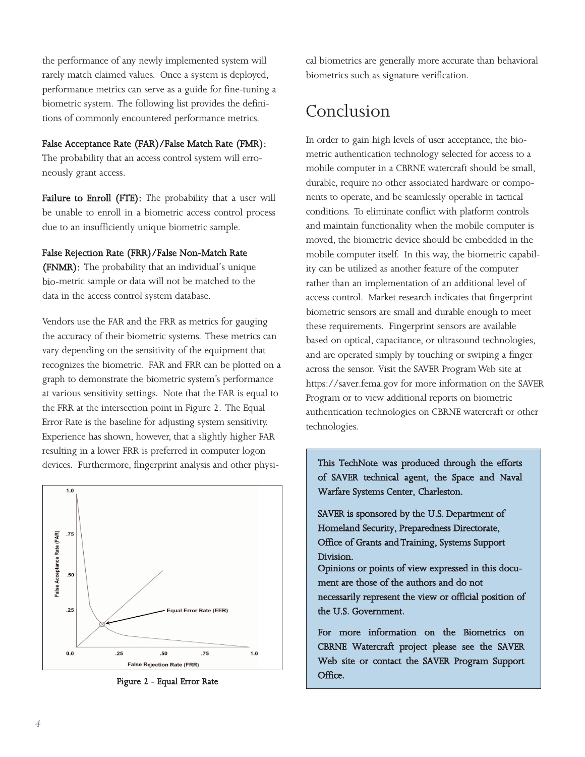the performance of any newly implemented system will rarely match claimed values. Once a system is deployed, performance metrics can serve as a guide for fine-tuning a biometric system. The following list provides the definitions of commonly encountered performance metrics.

**False Acceptance Rate (FAR)/False Match Rate (FMR):** The probability that an access control system will erroneously grant access.

**Failure to Enroll (FTE):** The probability that a user will be unable to enroll in a biometric access control process due to an insufficiently unique biometric sample.

**False Rejection Rate (FRR)/False Non-Match Rate (FNMR):** The probability that an individual's unique bio-metric sample or data will not be matched to the data in the access control system database.

Vendors use the FAR and the FRR as metrics for gauging the accuracy of their biometric systems. These metrics can vary depending on the sensitivity of the equipment that recognizes the biometric. FAR and FRR can be plotted on a graph to demonstrate the biometric system's performance at various sensitivity settings. Note that the FAR is equal to the FRR at the intersection point in Figure 2. The Equal Error Rate is the baseline for adjusting system sensitivity. Experience has shown, however, that a slightly higher FAR resulting in a lower FRR is preferred in computer logon devices. Furthermore, fingerprint analysis and other physical biometrics are generally more accurate than behavioral biometrics such as signature verification.

1.0
.75
.50
.25
0.0
False Acceptance Rate (FAR)
.25
.50
.75
1.0
False Rejection Rate (FRR)
Equal Error Rate (EER)

Figure 2 - Equal Error Rate

## Conclusion

In order to gain high levels of user acceptance, the biometric authentication technology selected for access to a mobile computer in a CBRNE watercraft should be small, durable, require no other associated hardware or components to operate, and be seamlessly operable in tactical conditions. To eliminate conflict with platform controls and maintain functionality when the mobile computer is moved, the biometric device should be embedded in the mobile computer itself. In this way, the biometric capability can be utilized as another feature of the computer rather than an implementation of an additional level of access control. Market research indicates that fingerprint biometric sensors are small and durable enough to meet these requirements. Fingerprint sensors are available based on optical, capacitance, or ultrasound technologies, and are operated simply by touching or swiping a finger across the sensor. Visit the SAVER Program Web site at https://saver.fema.gov for more information on the SAVER Program or to view additional reports on biometric authentication technologies on CBRNE watercraft or other technologies.

**This TechNote was produced through the efforts of SAVER technical agent, the Space and Naval Warfare Systems Center, Charleston.**

**SAVER is sponsored by the U.S. Department of Homeland Security, Preparedness Directorate, Office of Grants and Training, Systems Support Division.**
**Opinions or points of view expressed in this document are those of the authors and do not necessarily represent the view or official position of the U.S. Government.**

**For more information on the Biometrics on CBRNE Watercraft project please see the SAVER Web site or contact the SAVER Program Support Office.**